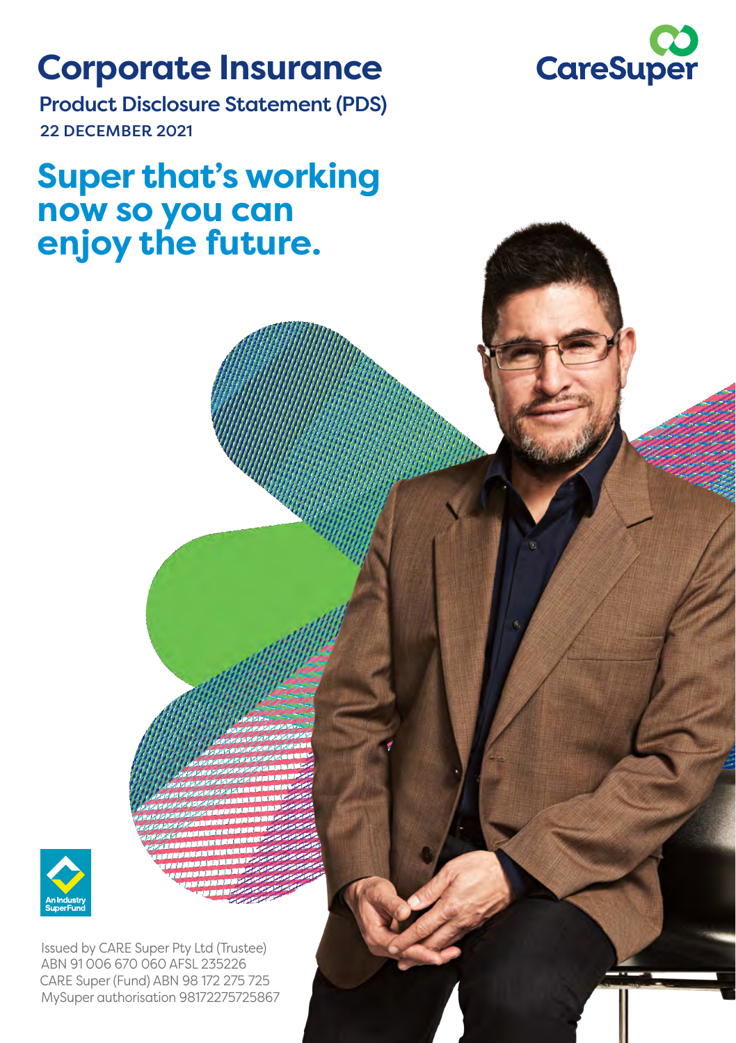# Corporate Insurance

## Product Disclosure Statement (PDS)

22 DECEMBER 2021

CareSuper

## Super that's working now so you can enjoy the future.

An Industry SuperFund

Issued by CARE Super Pty Ltd (Trustee)
ABN 91 006 670 060 AFSL 235226
CARE Super (Fund) ABN 98 172 275 725
MySuper authorisation 98172275725867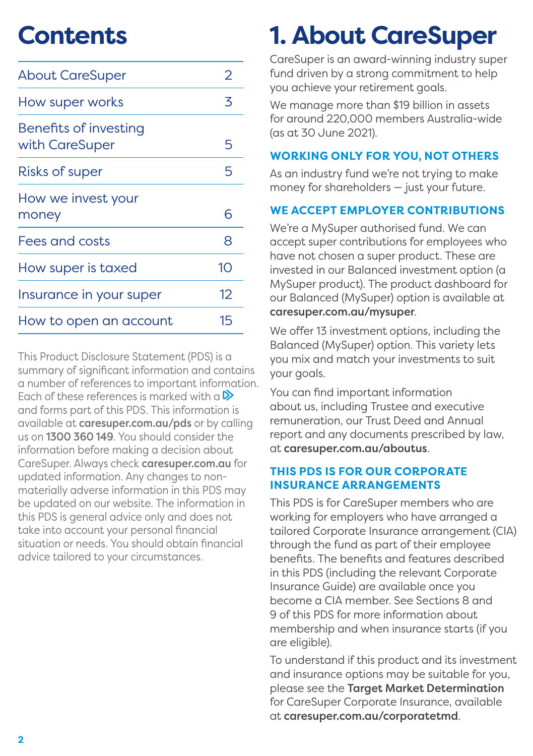# Contents

| | |
|---|---|
| About CareSuper | 2 |
| How super works | 3 |
| Benefits of investing with CareSuper | 5 |
| Risks of super | 5 |
| How we invest your money | 6 |
| Fees and costs | 8 |
| How super is taxed | 10 |
| Insurance in your super | 12 |
| How to open an account | 15 |

This Product Disclosure Statement (PDS) is a summary of significant information and contains a number of references to important information. Each of these references is marked with a ≫ and forms part of this PDS. This information is available at **caresuper.com.au/pds** or by calling us on **1300 360 149**. You should consider the information before making a decision about CareSuper. Always check **caresuper.com.au** for updated information. Any changes to non-materially adverse information in this PDS may be updated on our website. The information in this PDS is general advice only and does not take into account your personal financial situation or needs. You should obtain financial advice tailored to your circumstances.

# 1. About CareSuper

CareSuper is an award-winning industry super fund driven by a strong commitment to help you achieve your retirement goals.

We manage more than $19 billion in assets for around 220,000 members Australia-wide (as at 30 June 2021).

### WORKING ONLY FOR YOU, NOT OTHERS

As an industry fund we're not trying to make money for shareholders — just your future.

### WE ACCEPT EMPLOYER CONTRIBUTIONS

We're a MySuper authorised fund. We can accept super contributions for employees who have not chosen a super product. These are invested in our Balanced investment option (a MySuper product). The product dashboard for our Balanced (MySuper) option is available at **caresuper.com.au/mysuper**.

We offer 13 investment options, including the Balanced (MySuper) option. This variety lets you mix and match your investments to suit your goals.

You can find important information about us, including Trustee and executive remuneration, our Trust Deed and Annual report and any documents prescribed by law, at **caresuper.com.au/aboutus**.

### THIS PDS IS FOR OUR CORPORATE INSURANCE ARRANGEMENTS

This PDS is for CareSuper members who are working for employers who have arranged a tailored Corporate Insurance arrangement (CIA) through the fund as part of their employee benefits. The benefits and features described in this PDS (including the relevant Corporate Insurance Guide) are available once you become a CIA member. See Sections 8 and 9 of this PDS for more information about membership and when insurance starts (if you are eligible).

To understand if this product and its investment and insurance options may be suitable for you, please see the **Target Market Determination** for CareSuper Corporate Insurance, available at **caresuper.com.au/corporatetmd**.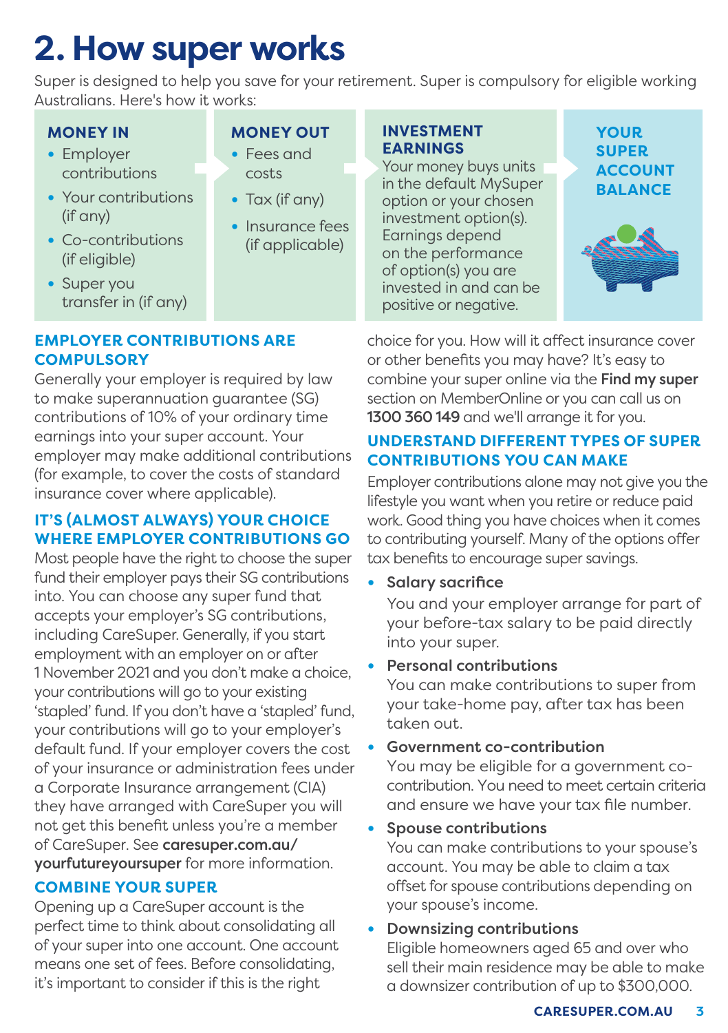# 2. How super works

Super is designed to help you save for your retirement. Super is compulsory for eligible working Australians. Here's how it works:

**MONEY IN**
- Employer contributions
- Your contributions (if any)
- Co-contributions (if eligible)
- Super you transfer in (if any)

**MONEY OUT**
- Fees and costs
- Tax (if any)
- Insurance fees (if applicable)

**INVESTMENT EARNINGS**
Your money buys units in the default MySuper option or your chosen investment option(s). Earnings depend on the performance of option(s) you are invested in and can be positive or negative.

**YOUR SUPER ACCOUNT BALANCE**

### EMPLOYER CONTRIBUTIONS ARE COMPULSORY

Generally your employer is required by law to make superannuation guarantee (SG) contributions of 10% of your ordinary time earnings into your super account. Your employer may make additional contributions (for example, to cover the costs of standard insurance cover where applicable).

### IT'S (ALMOST ALWAYS) YOUR CHOICE WHERE EMPLOYER CONTRIBUTIONS GO

Most people have the right to choose the super fund their employer pays their SG contributions into. You can choose any super fund that accepts your employer's SG contributions, including CareSuper. Generally, if you start employment with an employer on or after 1 November 2021 and you don't make a choice, your contributions will go to your existing 'stapled' fund. If you don't have a 'stapled' fund, your contributions will go to your employer's default fund. If your employer covers the cost of your insurance or administration fees under a Corporate Insurance arrangement (CIA) they have arranged with CareSuper you will not get this benefit unless you're a member of CareSuper. See **caresuper.com.au/yourfutureyoursuper** for more information.

### COMBINE YOUR SUPER

Opening up a CareSuper account is the perfect time to think about consolidating all of your super into one account. One account means one set of fees. Before consolidating, it's important to consider if this is the right choice for you. How will it affect insurance cover or other benefits you may have? It's easy to combine your super online via the **Find my super** section on MemberOnline or you can call us on **1300 360 149** and we'll arrange it for you.

### UNDERSTAND DIFFERENT TYPES OF SUPER CONTRIBUTIONS YOU CAN MAKE

Employer contributions alone may not give you the lifestyle you want when you retire or reduce paid work. Good thing you have choices when it comes to contributing yourself. Many of the options offer tax benefits to encourage super savings.

- **Salary sacrifice**
  You and your employer arrange for part of your before-tax salary to be paid directly into your super.
- **Personal contributions**
  You can make contributions to super from your take-home pay, after tax has been taken out.
- **Government co-contribution**
  You may be eligible for a government co-contribution. You need to meet certain criteria and ensure we have your tax file number.
- **Spouse contributions**
  You can make contributions to your spouse's account. You may be able to claim a tax offset for spouse contributions depending on your spouse's income.
- **Downsizing contributions**
  Eligible homeowners aged 65 and over who sell their main residence may be able to make a downsizer contribution of up to $300,000.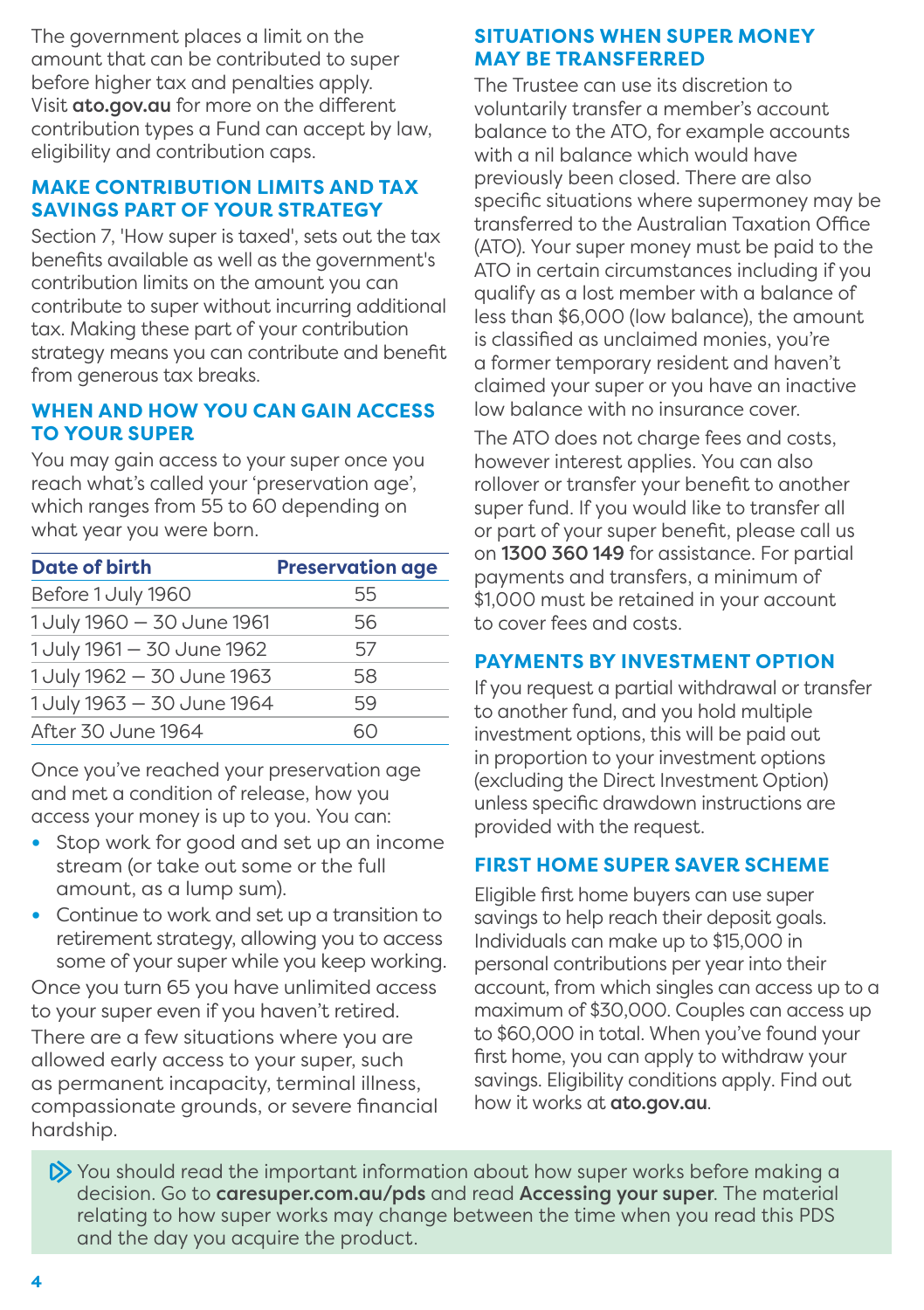The government places a limit on the amount that can be contributed to super before higher tax and penalties apply. Visit **ato.gov.au** for more on the different contribution types a Fund can accept by law, eligibility and contribution caps.

## MAKE CONTRIBUTION LIMITS AND TAX SAVINGS PART OF YOUR STRATEGY

Section 7, 'How super is taxed', sets out the tax benefits available as well as the government's contribution limits on the amount you can contribute to super without incurring additional tax. Making these part of your contribution strategy means you can contribute and benefit from generous tax breaks.

## WHEN AND HOW YOU CAN GAIN ACCESS TO YOUR SUPER

You may gain access to your super once you reach what's called your 'preservation age', which ranges from 55 to 60 depending on what year you were born.

| Date of birth | Preservation age |
|---|---|
| Before 1 July 1960 | 55 |
| 1 July 1960 – 30 June 1961 | 56 |
| 1 July 1961 – 30 June 1962 | 57 |
| 1 July 1962 – 30 June 1963 | 58 |
| 1 July 1963 – 30 June 1964 | 59 |
| After 30 June 1964 | 60 |

Once you've reached your preservation age and met a condition of release, how you access your money is up to you. You can:

- Stop work for good and set up an income stream (or take out some or the full amount, as a lump sum).
- Continue to work and set up a transition to retirement strategy, allowing you to access some of your super while you keep working.

Once you turn 65 you have unlimited access to your super even if you haven't retired.

There are a few situations where you are allowed early access to your super, such as permanent incapacity, terminal illness, compassionate grounds, or severe financial hardship.

## SITUATIONS WHEN SUPER MONEY MAY BE TRANSFERRED

The Trustee can use its discretion to voluntarily transfer a member's account balance to the ATO, for example accounts with a nil balance which would have previously been closed. There are also specific situations where supermoney may be transferred to the Australian Taxation Office (ATO). Your super money must be paid to the ATO in certain circumstances including if you qualify as a lost member with a balance of less than $6,000 (low balance), the amount is classified as unclaimed monies, you're a former temporary resident and haven't claimed your super or you have an inactive low balance with no insurance cover.

The ATO does not charge fees and costs, however interest applies. You can also rollover or transfer your benefit to another super fund. If you would like to transfer all or part of your super benefit, please call us on **1300 360 149** for assistance. For partial payments and transfers, a minimum of $1,000 must be retained in your account to cover fees and costs.

## PAYMENTS BY INVESTMENT OPTION

If you request a partial withdrawal or transfer to another fund, and you hold multiple investment options, this will be paid out in proportion to your investment options (excluding the Direct Investment Option) unless specific drawdown instructions are provided with the request.

## FIRST HOME SUPER SAVER SCHEME

Eligible first home buyers can use super savings to help reach their deposit goals. Individuals can make up to $15,000 in personal contributions per year into their account, from which singles can access up to a maximum of $30,000. Couples can access up to $60,000 in total. When you've found your first home, you can apply to withdraw your savings. Eligibility conditions apply. Find out how it works at **ato.gov.au**.

You should read the important information about how super works before making a decision. Go to **caresuper.com.au/pds** and read **Accessing your super**. The material relating to how super works may change between the time when you read this PDS and the day you acquire the product.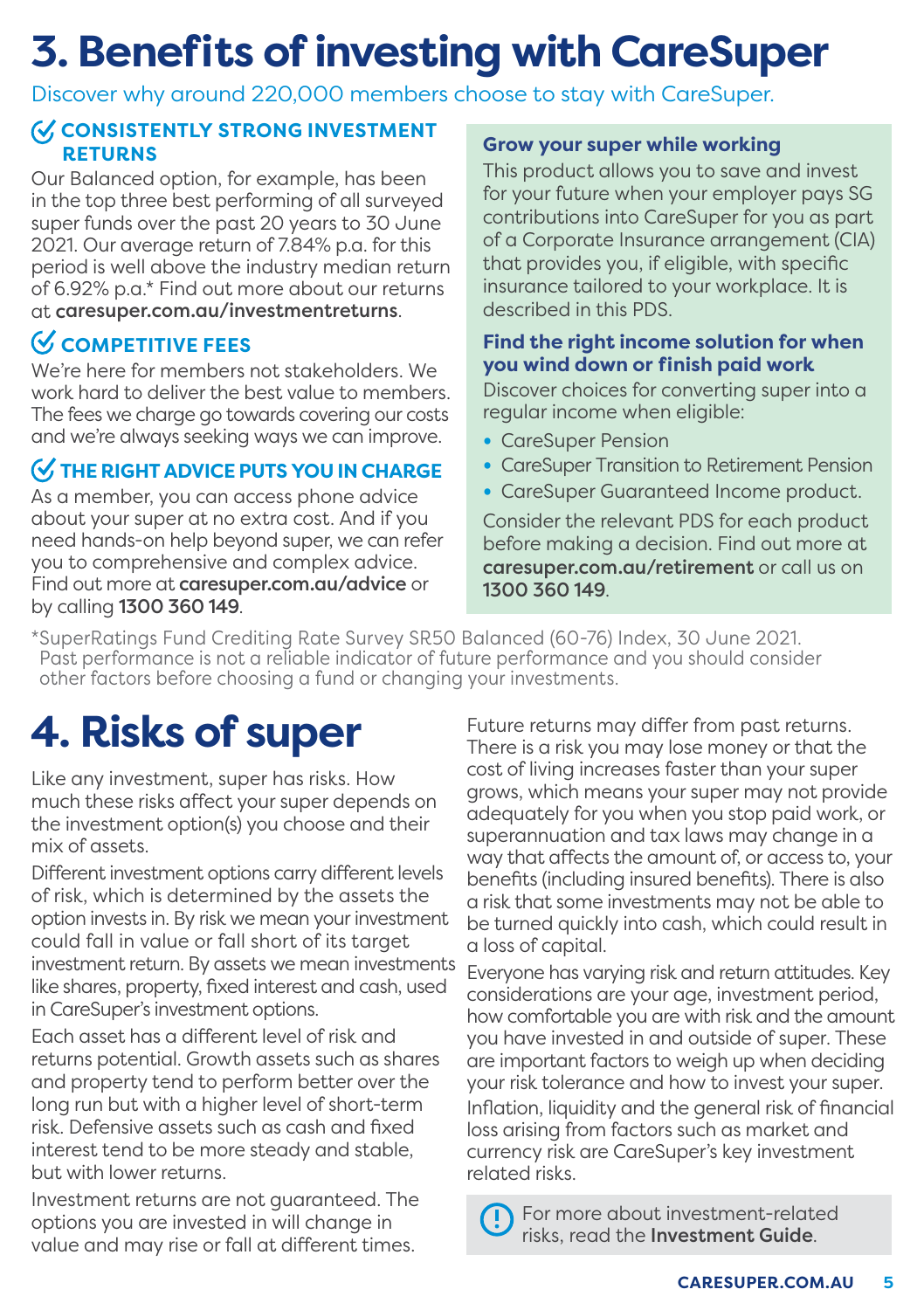# 3. Benefits of investing with CareSuper

Discover why around 220,000 members choose to stay with CareSuper.

### CONSISTENTLY STRONG INVESTMENT RETURNS

Our Balanced option, for example, has been in the top three best performing of all surveyed super funds over the past 20 years to 30 June 2021. Our average return of 7.84% p.a. for this period is well above the industry median return of 6.92% p.a.* Find out more about our returns at **caresuper.com.au/investmentreturns**.

### COMPETITIVE FEES

We're here for members not stakeholders. We work hard to deliver the best value to members. The fees we charge go towards covering our costs and we're always seeking ways we can improve.

### THE RIGHT ADVICE PUTS YOU IN CHARGE

As a member, you can access phone advice about your super at no extra cost. And if you need hands-on help beyond super, we can refer you to comprehensive and complex advice. Find out more at **caresuper.com.au/advice** or by calling **1300 360 149**.

### Grow your super while working

This product allows you to save and invest for your future when your employer pays SG contributions into CareSuper for you as part of a Corporate Insurance arrangement (CIA) that provides you, if eligible, with specific insurance tailored to your workplace. It is described in this PDS.

### Find the right income solution for when you wind down or finish paid work

Discover choices for converting super into a regular income when eligible:

- CareSuper Pension
- CareSuper Transition to Retirement Pension
- CareSuper Guaranteed Income product.

Consider the relevant PDS for each product before making a decision. Find out more at **caresuper.com.au/retirement** or call us on **1300 360 149**.

*SuperRatings Fund Crediting Rate Survey SR50 Balanced (60-76) Index, 30 June 2021. Past performance is not a reliable indicator of future performance and you should consider other factors before choosing a fund or changing your investments.

# 4. Risks of super

Like any investment, super has risks. How much these risks affect your super depends on the investment option(s) you choose and their mix of assets.

Different investment options carry different levels of risk, which is determined by the assets the option invests in. By risk we mean your investment could fall in value or fall short of its target investment return. By assets we mean investments like shares, property, fixed interest and cash, used in CareSuper's investment options.

Each asset has a different level of risk and returns potential. Growth assets such as shares and property tend to perform better over the long run but with a higher level of short-term risk. Defensive assets such as cash and fixed interest tend to be more steady and stable, but with lower returns.

Investment returns are not guaranteed. The options you are invested in will change in value and may rise or fall at different times.

Future returns may differ from past returns. There is a risk you may lose money or that the cost of living increases faster than your super grows, which means your super may not provide adequately for you when you stop paid work, or superannuation and tax laws may change in a way that affects the amount of, or access to, your benefits (including insured benefits). There is also a risk that some investments may not be able to be turned quickly into cash, which could result in a loss of capital.

Everyone has varying risk and return attitudes. Key considerations are your age, investment period, how comfortable you are with risk and the amount you have invested in and outside of super. These are important factors to weigh up when deciding your risk tolerance and how to invest your super.

Inflation, liquidity and the general risk of financial loss arising from factors such as market and currency risk are CareSuper's key investment related risks.

For more about investment-related risks, read the **Investment Guide**.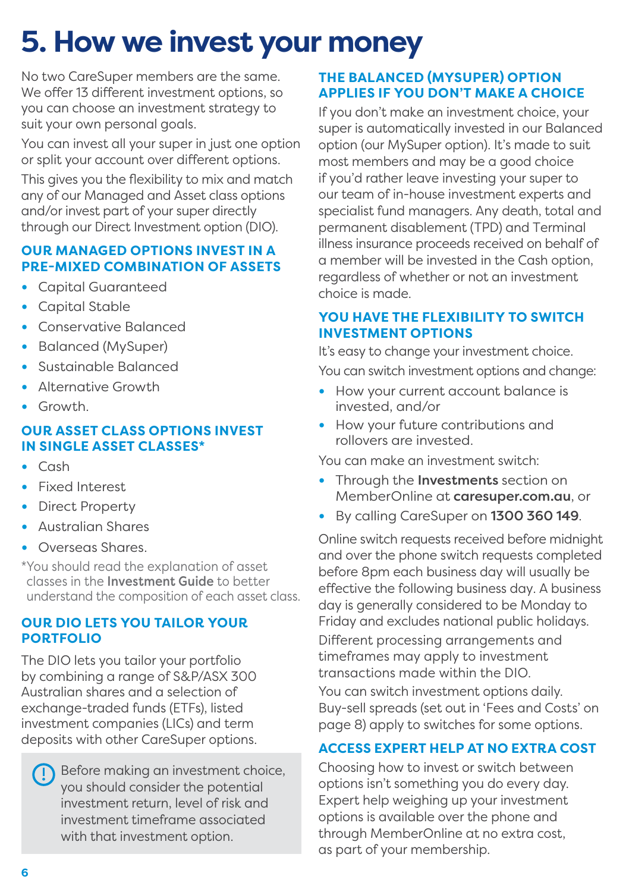# 5. How we invest your money

No two CareSuper members are the same. We offer 13 different investment options, so you can choose an investment strategy to suit your own personal goals.

You can invest all your super in just one option or split your account over different options.

This gives you the flexibility to mix and match any of our Managed and Asset class options and/or invest part of your super directly through our Direct Investment option (DIO).

### OUR MANAGED OPTIONS INVEST IN A PRE-MIXED COMBINATION OF ASSETS

- Capital Guaranteed
- Capital Stable
- Conservative Balanced
- Balanced (MySuper)
- Sustainable Balanced
- Alternative Growth
- Growth.

### OUR ASSET CLASS OPTIONS INVEST IN SINGLE ASSET CLASSES*

- Cash
- Fixed Interest
- Direct Property
- Australian Shares
- Overseas Shares.

*You should read the explanation of asset classes in the **Investment Guide** to better understand the composition of each asset class.

### OUR DIO LETS YOU TAILOR YOUR PORTFOLIO

The DIO lets you tailor your portfolio by combining a range of S&P/ASX 300 Australian shares and a selection of exchange-traded funds (ETFs), listed investment companies (LICs) and term deposits with other CareSuper options.

> Before making an investment choice, you should consider the potential investment return, level of risk and investment timeframe associated with that investment option.

### THE BALANCED (MYSUPER) OPTION APPLIES IF YOU DON'T MAKE A CHOICE

If you don't make an investment choice, your super is automatically invested in our Balanced option (our MySuper option). It's made to suit most members and may be a good choice if you'd rather leave investing your super to our team of in-house investment experts and specialist fund managers. Any death, total and permanent disablement (TPD) and Terminal illness insurance proceeds received on behalf of a member will be invested in the Cash option, regardless of whether or not an investment choice is made.

### YOU HAVE THE FLEXIBILITY TO SWITCH INVESTMENT OPTIONS

It's easy to change your investment choice.

You can switch investment options and change:

- How your current account balance is invested, and/or
- How your future contributions and rollovers are invested.

You can make an investment switch:

- Through the **Investments** section on MemberOnline at **caresuper.com.au**, or
- By calling CareSuper on **1300 360 149**.

Online switch requests received before midnight and over the phone switch requests completed before 8pm each business day will usually be effective the following business day. A business day is generally considered to be Monday to Friday and excludes national public holidays.

Different processing arrangements and timeframes may apply to investment transactions made within the DIO.

You can switch investment options daily. Buy-sell spreads (set out in 'Fees and Costs' on page 8) apply to switches for some options.

### ACCESS EXPERT HELP AT NO EXTRA COST

Choosing how to invest or switch between options isn't something you do every day. Expert help weighing up your investment options is available over the phone and through MemberOnline at no extra cost, as part of your membership.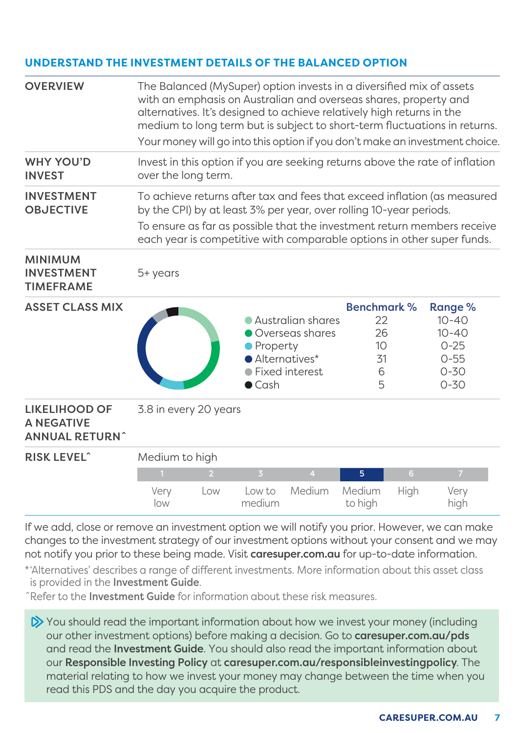## UNDERSTAND THE INVESTMENT DETAILS OF THE BALANCED OPTION

**OVERVIEW**

The Balanced (MySuper) option invests in a diversified mix of assets with an emphasis on Australian and overseas shares, property and alternatives. It's designed to achieve relatively high returns in the medium to long term but is subject to short-term fluctuations in returns.

Your money will go into this option if you don't make an investment choice.

**WHY YOU'D INVEST**

Invest in this option if you are seeking returns above the rate of inflation over the long term.

**INVESTMENT OBJECTIVE**

To achieve returns after tax and fees that exceed inflation (as measured by the CPI) by at least 3% per year, over rolling 10-year periods.

To ensure as far as possible that the investment return members receive each year is competitive with comparable options in other super funds.

**MINIMUM INVESTMENT TIMEFRAME**

5+ years

**ASSET CLASS MIX**

| Asset class | Benchmark % | Range % |
|---|---|---|
| Australian shares | 22 | 10-40 |
| Overseas shares | 26 | 10-40 |
| Property | 10 | 0-25 |
| Alternatives* | 31 | 0-55 |
| Fixed interest | 6 | 0-30 |
| Cash | 5 | 0-30 |

**LIKELIHOOD OF A NEGATIVE ANNUAL RETURN^**

3.8 in every 20 years

**RISK LEVEL^**

Medium to high

| 1 | 2 | 3 | 4 | **5** | 6 | 7 |
|---|---|---|---|---|---|---|
| Very low | Low | Low to medium | Medium | **Medium to high** | High | Very high |

If we add, close or remove an investment option we will notify you prior. However, we can make changes to the investment strategy of our investment options without your consent and we may not notify you prior to these being made. Visit **caresuper.com.au** for up-to-date information.

*'Alternatives' describes a range of different investments. More information about this asset class is provided in the **Investment Guide**.

^Refer to the **Investment Guide** for information about these risk measures.

> You should read the important information about how we invest your money (including our other investment options) before making a decision. Go to **caresuper.com.au/pds** and read the **Investment Guide**. You should also read the important information about our **Responsible Investing Policy** at **caresuper.com.au/responsibleinvestingpolicy**. The material relating to how we invest your money may change between the time when you read this PDS and the day you acquire the product.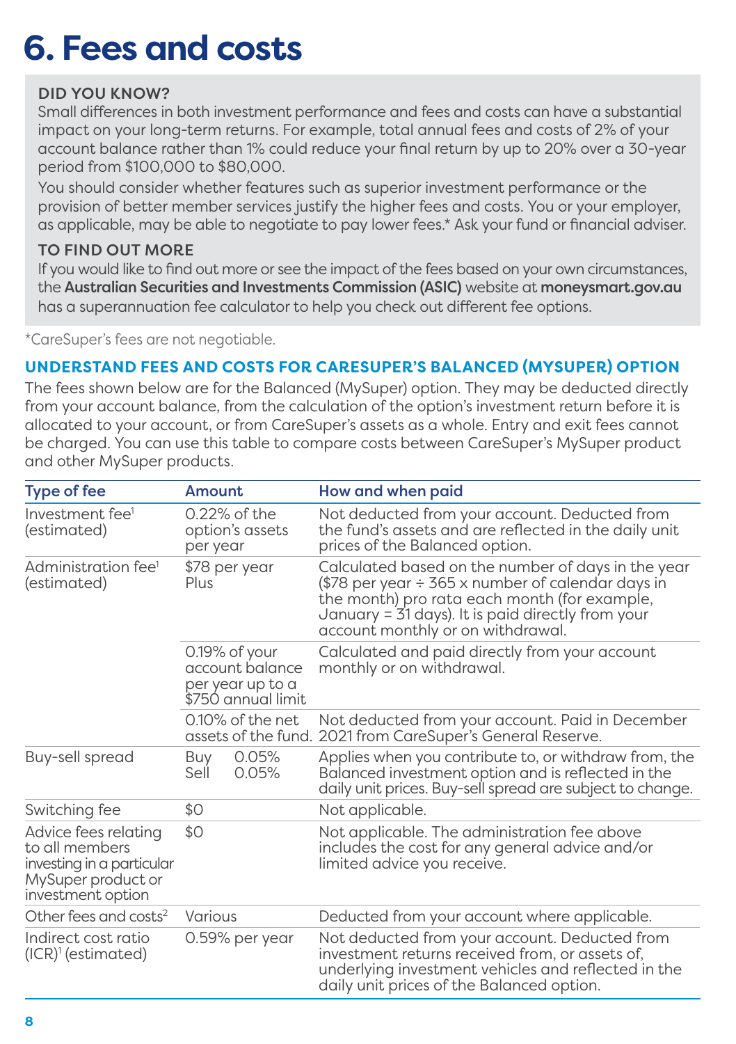# 6. Fees and costs

**DID YOU KNOW?**

Small differences in both investment performance and fees and costs can have a substantial impact on your long-term returns. For example, total annual fees and costs of 2% of your account balance rather than 1% could reduce your final return by up to 20% over a 30-year period from $100,000 to $80,000.

You should consider whether features such as superior investment performance or the provision of better member services justify the higher fees and costs. You or your employer, as applicable, may be able to negotiate to pay lower fees.* Ask your fund or financial adviser.

**TO FIND OUT MORE**

If you would like to find out more or see the impact of the fees based on your own circumstances, the **Australian Securities and Investments Commission (ASIC)** website at **moneysmart.gov.au** has a superannuation fee calculator to help you check out different fee options.

*CareSuper's fees are not negotiable.

## UNDERSTAND FEES AND COSTS FOR CARESUPER'S BALANCED (MYSUPER) OPTION

The fees shown below are for the Balanced (MySuper) option. They may be deducted directly from your account balance, from the calculation of the option's investment return before it is allocated to your account, or from CareSuper's assets as a whole. Entry and exit fees cannot be charged. You can use this table to compare costs between CareSuper's MySuper product and other MySuper products.

| Type of fee | Amount | How and when paid |
|---|---|---|
| Investment fee[1] (estimated) | 0.22% of the option's assets per year | Not deducted from your account. Deducted from the fund's assets and are reflected in the daily unit prices of the Balanced option. |
| Administration fee[1] (estimated) | $78 per year Plus | Calculated based on the number of days in the year ($78 per year ÷ 365 x number of calendar days in the month) pro rata each month (for example, January = 31 days). It is paid directly from your account monthly or on withdrawal. |
| | 0.19% of your account balance per year up to a $750 annual limit | Calculated and paid directly from your account monthly or on withdrawal. |
| | 0.10% of the net assets of the fund. | Not deducted from your account. Paid in December 2021 from CareSuper's General Reserve. |
| Buy-sell spread | Buy 0.05% Sell 0.05% | Applies when you contribute to, or withdraw from, the Balanced investment option and is reflected in the daily unit prices. Buy-sell spread are subject to change. |
| Switching fee | $0 | Not applicable. |
| Advice fees relating to all members investing in a particular MySuper product or investment option | $0 | Not applicable. The administration fee above includes the cost for any general advice and/or limited advice you receive. |
| Other fees and costs[2] | Various | Deducted from your account where applicable. |
| Indirect cost ratio (ICR)[1] (estimated) | 0.59% per year | Not deducted from your account. Deducted from investment returns received from, or assets of, underlying investment vehicles and reflected in the daily unit prices of the Balanced option. |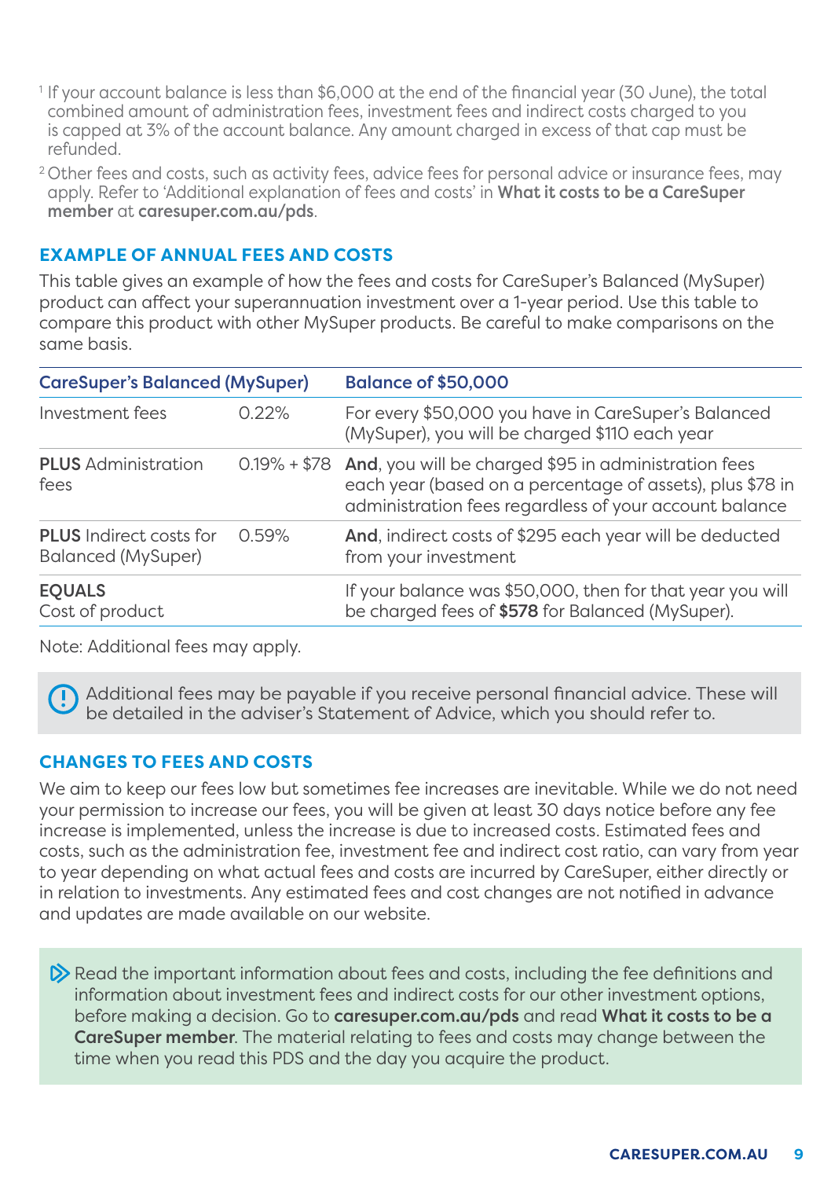[1] If your account balance is less than $6,000 at the end of the financial year (30 June), the total combined amount of administration fees, investment fees and indirect costs charged to you is capped at 3% of the account balance. Any amount charged in excess of that cap must be refunded.

[2] Other fees and costs, such as activity fees, advice fees for personal advice or insurance fees, may apply. Refer to 'Additional explanation of fees and costs' in **What it costs to be a CareSuper member** at **caresuper.com.au/pds**.

## EXAMPLE OF ANNUAL FEES AND COSTS

This table gives an example of how the fees and costs for CareSuper's Balanced (MySuper) product can affect your superannuation investment over a 1-year period. Use this table to compare this product with other MySuper products. Be careful to make comparisons on the same basis.

| CareSuper's Balanced (MySuper) | | Balance of $50,000 |
|---|---|---|
| Investment fees | 0.22% | For every $50,000 you have in CareSuper's Balanced (MySuper), you will be charged $110 each year |
| **PLUS** Administration fees | 0.19% + $78 | **And**, you will be charged $95 in administration fees each year (based on a percentage of assets), plus $78 in administration fees regardless of your account balance |
| **PLUS** Indirect costs for Balanced (MySuper) | 0.59% | **And**, indirect costs of $295 each year will be deducted from your investment |
| **EQUALS** Cost of product | | If your balance was $50,000, then for that year you will be charged fees of **$578** for Balanced (MySuper). |

Note: Additional fees may apply.

Additional fees may be payable if you receive personal financial advice. These will be detailed in the adviser's Statement of Advice, which you should refer to.

## CHANGES TO FEES AND COSTS

We aim to keep our fees low but sometimes fee increases are inevitable. While we do not need your permission to increase our fees, you will be given at least 30 days notice before any fee increase is implemented, unless the increase is due to increased costs. Estimated fees and costs, such as the administration fee, investment fee and indirect cost ratio, can vary from year to year depending on what actual fees and costs are incurred by CareSuper, either directly or in relation to investments. Any estimated fees and cost changes are not notified in advance and updates are made available on our website.

Read the important information about fees and costs, including the fee definitions and information about investment fees and indirect costs for our other investment options, before making a decision. Go to **caresuper.com.au/pds** and read **What it costs to be a CareSuper member**. The material relating to fees and costs may change between the time when you read this PDS and the day you acquire the product.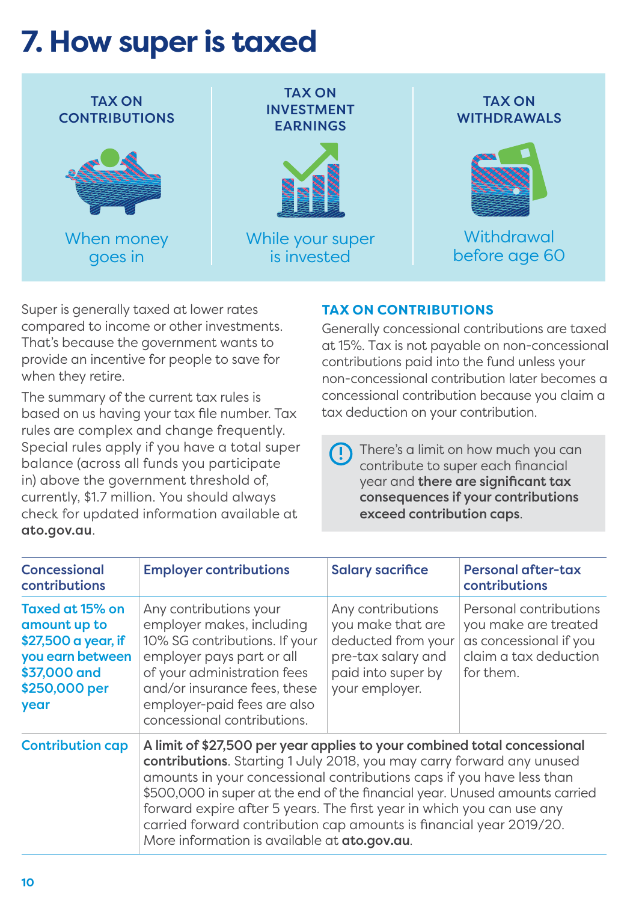# 7. How super is taxed

| TAX ON CONTRIBUTIONS | TAX ON INVESTMENT EARNINGS | TAX ON WITHDRAWALS |
|---|---|---|
| When money goes in | While your super is invested | Withdrawal before age 60 |

Super is generally taxed at lower rates compared to income or other investments. That's because the government wants to provide an incentive for people to save for when they retire.

The summary of the current tax rules is based on us having your tax file number. Tax rules are complex and change frequently. Special rules apply if you have a total super balance (across all funds you participate in) above the government threshold of, currently, $1.7 million. You should always check for updated information available at **ato.gov.au**.

### TAX ON CONTRIBUTIONS

Generally concessional contributions are taxed at 15%. Tax is not payable on non-concessional contributions paid into the fund unless your non-concessional contribution later becomes a concessional contribution because you claim a tax deduction on your contribution.

> There's a limit on how much you can contribute to super each financial year and **there are significant tax consequences if your contributions exceed contribution caps**.

| Concessional contributions | Employer contributions | Salary sacrifice | Personal after-tax contributions |
|---|---|---|---|
| **Taxed at 15% on amount up to $27,500 a year, if you earn between $37,000 and $250,000 per year** | Any contributions your employer makes, including 10% SG contributions. If your employer pays part or all of your administration fees and/or insurance fees, these employer-paid fees are also concessional contributions. | Any contributions you make that are deducted from your pre-tax salary and paid into super by your employer. | Personal contributions you make are treated as concessional if you claim a tax deduction for them. |
| Contribution cap | **A limit of $27,500 per year applies to your combined total concessional contributions**. Starting 1 July 2018, you may carry forward any unused amounts in your concessional contributions caps if you have less than $500,000 in super at the end of the financial year. Unused amounts carried forward expire after 5 years. The first year in which you can use any carried forward contribution cap amounts is financial year 2019/20. More information is available at **ato.gov.au**. | | |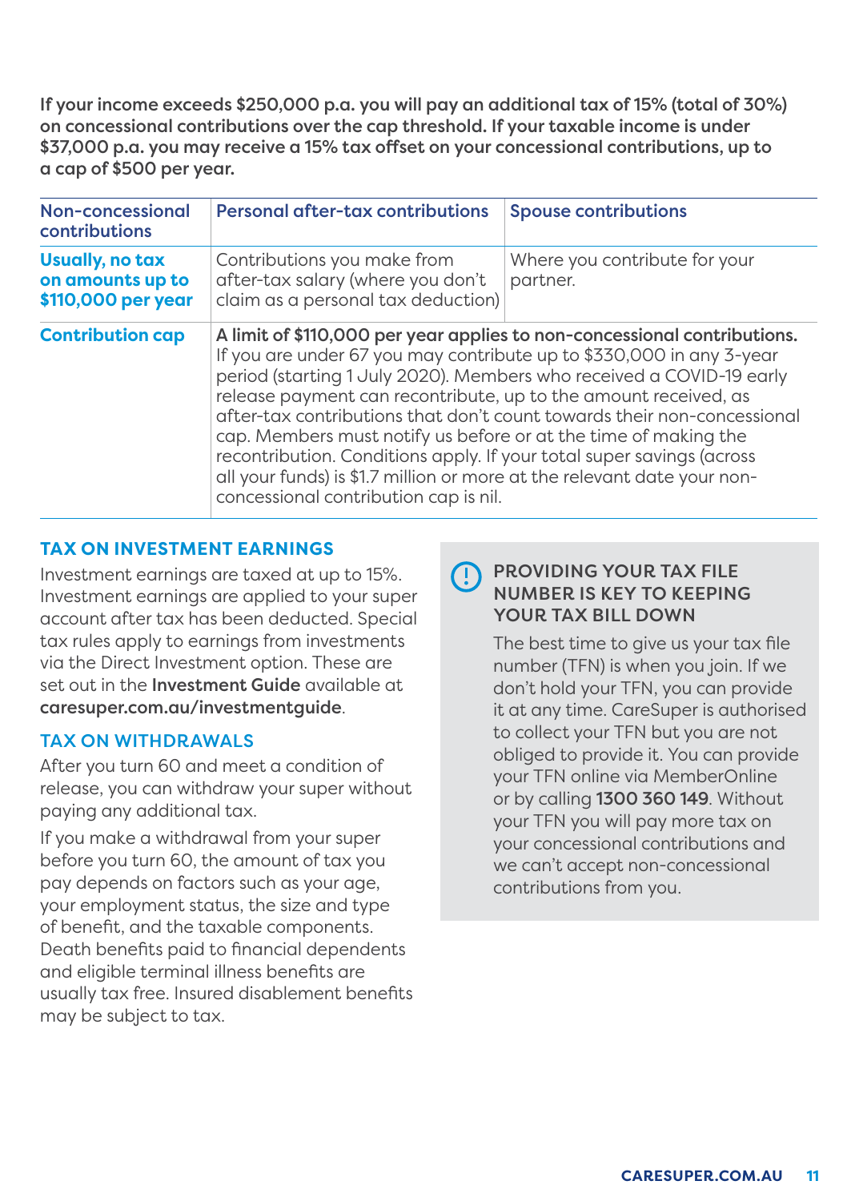**If your income exceeds $250,000 p.a. you will pay an additional tax of 15% (total of 30%) on concessional contributions over the cap threshold. If your taxable income is under $37,000 p.a. you may receive a 15% tax offset on your concessional contributions, up to a cap of $500 per year.**

| Non-concessional contributions | Personal after-tax contributions | Spouse contributions |
|---|---|---|
| **Usually, no tax on amounts up to $110,000 per year** | Contributions you make from after-tax salary (where you don't claim as a personal tax deduction) | Where you contribute for your partner. |
| **Contribution cap** | **A limit of $110,000 per year applies to non-concessional contributions.** If you are under 67 you may contribute up to $330,000 in any 3-year period (starting 1 July 2020). Members who received a COVID-19 early release payment can recontribute, up to the amount received, as after-tax contributions that don't count towards their non-concessional cap. Members must notify us before or at the time of making the recontribution. Conditions apply. If your total super savings (across all your funds) is $1.7 million or more at the relevant date your non-concessional contribution cap is nil. | |

## TAX ON INVESTMENT EARNINGS

Investment earnings are taxed at up to 15%. Investment earnings are applied to your super account after tax has been deducted. Special tax rules apply to earnings from investments via the Direct Investment option. These are set out in the **Investment Guide** available at **caresuper.com.au/investmentguide**.

## TAX ON WITHDRAWALS

After you turn 60 and meet a condition of release, you can withdraw your super without paying any additional tax.

If you make a withdrawal from your super before you turn 60, the amount of tax you pay depends on factors such as your age, your employment status, the size and type of benefit, and the taxable components. Death benefits paid to financial dependents and eligible terminal illness benefits are usually tax free. Insured disablement benefits may be subject to tax.

### PROVIDING YOUR TAX FILE NUMBER IS KEY TO KEEPING YOUR TAX BILL DOWN

The best time to give us your tax file number (TFN) is when you join. If we don't hold your TFN, you can provide it at any time. CareSuper is authorised to collect your TFN but you are not obliged to provide it. You can provide your TFN online via MemberOnline or by calling **1300 360 149**. Without your TFN you will pay more tax on your concessional contributions and we can't accept non-concessional contributions from you.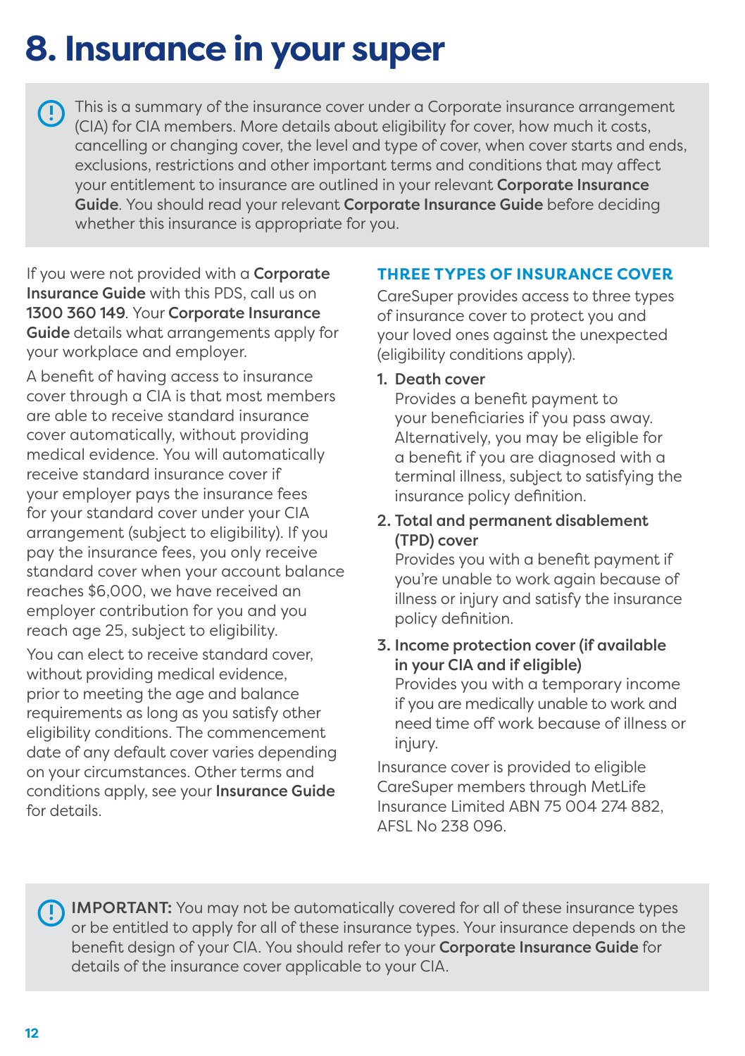# 8. Insurance in your super

This is a summary of the insurance cover under a Corporate insurance arrangement (CIA) for CIA members. More details about eligibility for cover, how much it costs, cancelling or changing cover, the level and type of cover, when cover starts and ends, exclusions, restrictions and other important terms and conditions that may affect your entitlement to insurance are outlined in your relevant **Corporate Insurance Guide**. You should read your relevant **Corporate Insurance Guide** before deciding whether this insurance is appropriate for you.

If you were not provided with a **Corporate Insurance Guide** with this PDS, call us on **1300 360 149**. Your **Corporate Insurance Guide** details what arrangements apply for your workplace and employer.

A benefit of having access to insurance cover through a CIA is that most members are able to receive standard insurance cover automatically, without providing medical evidence. You will automatically receive standard insurance cover if your employer pays the insurance fees for your standard cover under your CIA arrangement (subject to eligibility). If you pay the insurance fees, you only receive standard cover when your account balance reaches $6,000, we have received an employer contribution for you and you reach age 25, subject to eligibility.

You can elect to receive standard cover, without providing medical evidence, prior to meeting the age and balance requirements as long as you satisfy other eligibility conditions. The commencement date of any default cover varies depending on your circumstances. Other terms and conditions apply, see your **Insurance Guide** for details.

## THREE TYPES OF INSURANCE COVER

CareSuper provides access to three types of insurance cover to protect you and your loved ones against the unexpected (eligibility conditions apply).

1. **Death cover**
   Provides a benefit payment to your beneficiaries if you pass away. Alternatively, you may be eligible for a benefit if you are diagnosed with a terminal illness, subject to satisfying the insurance policy definition.
2. **Total and permanent disablement (TPD) cover**
   Provides you with a benefit payment if you're unable to work again because of illness or injury and satisfy the insurance policy definition.
3. **Income protection cover (if available in your CIA and if eligible)**
   Provides you with a temporary income if you are medically unable to work and need time off work because of illness or injury.

Insurance cover is provided to eligible CareSuper members through MetLife Insurance Limited ABN 75 004 274 882, AFSL No 238 096.

**IMPORTANT:** You may not be automatically covered for all of these insurance types or be entitled to apply for all of these insurance types. Your insurance depends on the benefit design of your CIA. You should refer to your **Corporate Insurance Guide** for details of the insurance cover applicable to your CIA.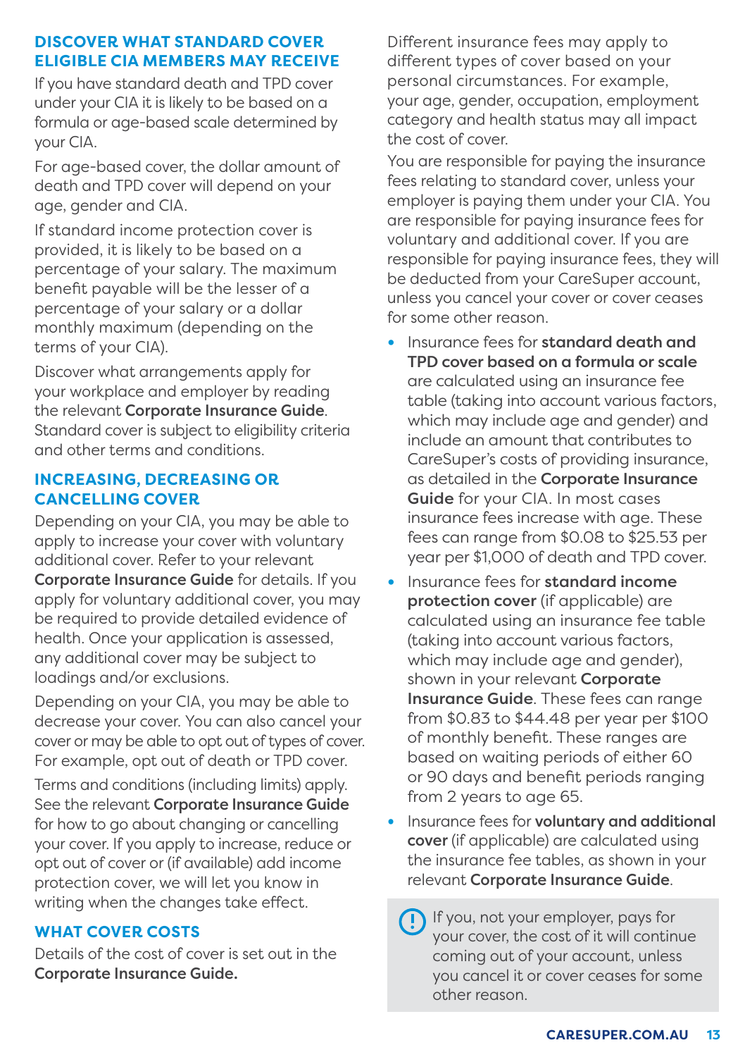## DISCOVER WHAT STANDARD COVER ELIGIBLE CIA MEMBERS MAY RECEIVE

If you have standard death and TPD cover under your CIA it is likely to be based on a formula or age-based scale determined by your CIA.

For age-based cover, the dollar amount of death and TPD cover will depend on your age, gender and CIA.

If standard income protection cover is provided, it is likely to be based on a percentage of your salary. The maximum benefit payable will be the lesser of a percentage of your salary or a dollar monthly maximum (depending on the terms of your CIA).

Discover what arrangements apply for your workplace and employer by reading the relevant **Corporate Insurance Guide**. Standard cover is subject to eligibility criteria and other terms and conditions.

## INCREASING, DECREASING OR CANCELLING COVER

Depending on your CIA, you may be able to apply to increase your cover with voluntary additional cover. Refer to your relevant **Corporate Insurance Guide** for details. If you apply for voluntary additional cover, you may be required to provide detailed evidence of health. Once your application is assessed, any additional cover may be subject to loadings and/or exclusions.

Depending on your CIA, you may be able to decrease your cover. You can also cancel your cover or may be able to opt out of types of cover. For example, opt out of death or TPD cover.

Terms and conditions (including limits) apply. See the relevant **Corporate Insurance Guide** for how to go about changing or cancelling your cover. If you apply to increase, reduce or opt out of cover or (if available) add income protection cover, we will let you know in writing when the changes take effect.

## WHAT COVER COSTS

Details of the cost of cover is set out in the **Corporate Insurance Guide.**

Different insurance fees may apply to different types of cover based on your personal circumstances. For example, your age, gender, occupation, employment category and health status may all impact the cost of cover.

You are responsible for paying the insurance fees relating to standard cover, unless your employer is paying them under your CIA. You are responsible for paying insurance fees for voluntary and additional cover. If you are responsible for paying insurance fees, they will be deducted from your CareSuper account, unless you cancel your cover or cover ceases for some other reason.

- Insurance fees for **standard death and TPD cover based on a formula or scale** are calculated using an insurance fee table (taking into account various factors, which may include age and gender) and include an amount that contributes to CareSuper's costs of providing insurance, as detailed in the **Corporate Insurance Guide** for your CIA. In most cases insurance fees increase with age. These fees can range from $0.08 to $25.53 per year per $1,000 of death and TPD cover.
- Insurance fees for **standard income protection cover** (if applicable) are calculated using an insurance fee table (taking into account various factors, which may include age and gender), shown in your relevant **Corporate Insurance Guide**. These fees can range from $0.83 to $44.48 per year per $100 of monthly benefit. These ranges are based on waiting periods of either 60 or 90 days and benefit periods ranging from 2 years to age 65.
- Insurance fees for **voluntary and additional cover** (if applicable) are calculated using the insurance fee tables, as shown in your relevant **Corporate Insurance Guide**.

> If you, not your employer, pays for your cover, the cost of it will continue coming out of your account, unless you cancel it or cover ceases for some other reason.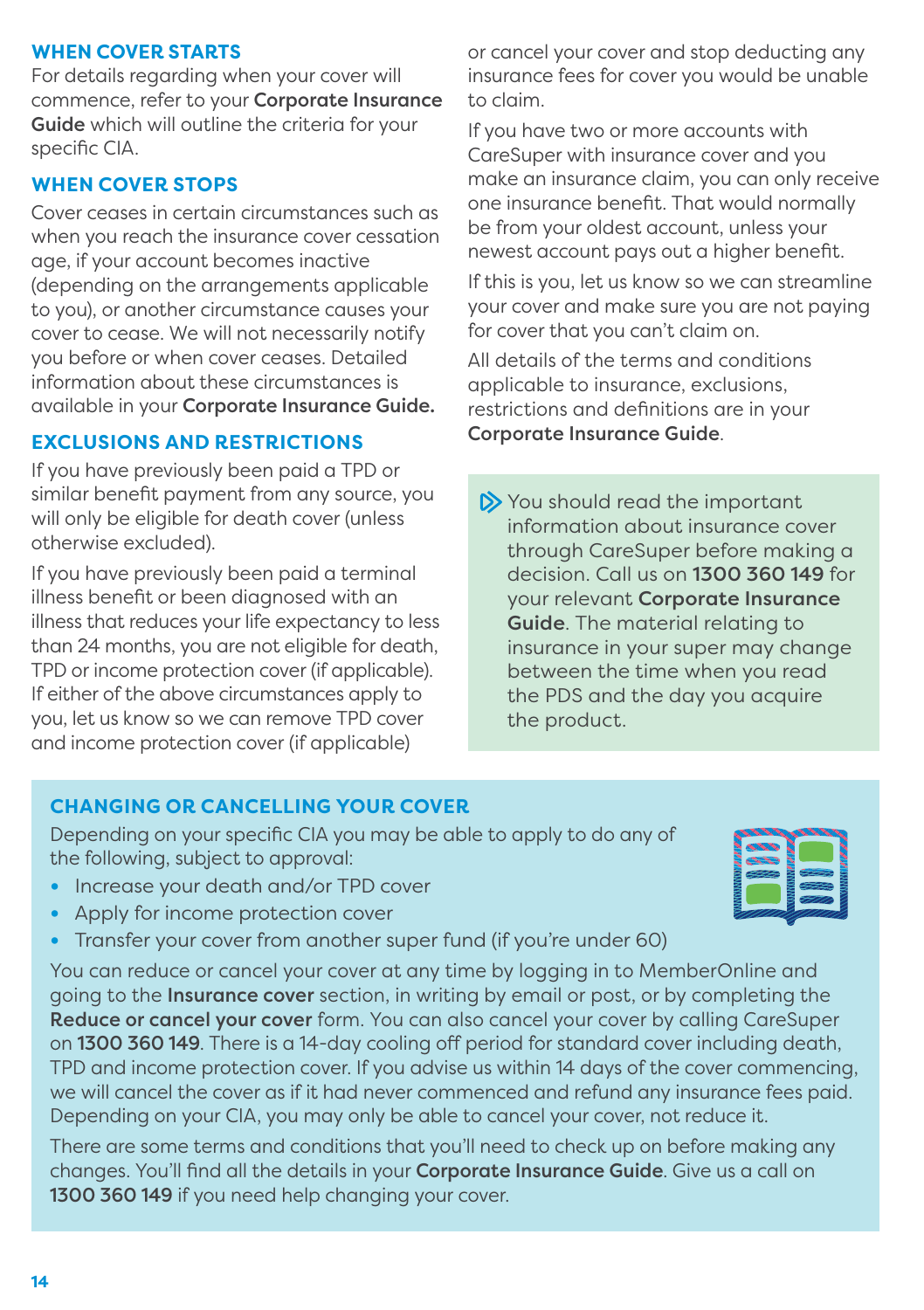## WHEN COVER STARTS

For details regarding when your cover will commence, refer to your **Corporate Insurance Guide** which will outline the criteria for your specific CIA.

## WHEN COVER STOPS

Cover ceases in certain circumstances such as when you reach the insurance cover cessation age, if your account becomes inactive (depending on the arrangements applicable to you), or another circumstance causes your cover to cease. We will not necessarily notify you before or when cover ceases. Detailed information about these circumstances is available in your **Corporate Insurance Guide.**

## EXCLUSIONS AND RESTRICTIONS

If you have previously been paid a TPD or similar benefit payment from any source, you will only be eligible for death cover (unless otherwise excluded).

If you have previously been paid a terminal illness benefit or been diagnosed with an illness that reduces your life expectancy to less than 24 months, you are not eligible for death, TPD or income protection cover (if applicable). If either of the above circumstances apply to you, let us know so we can remove TPD cover and income protection cover (if applicable) or cancel your cover and stop deducting any insurance fees for cover you would be unable to claim.

If you have two or more accounts with CareSuper with insurance cover and you make an insurance claim, you can only receive one insurance benefit. That would normally be from your oldest account, unless your newest account pays out a higher benefit.

If this is you, let us know so we can streamline your cover and make sure you are not paying for cover that you can't claim on.

All details of the terms and conditions applicable to insurance, exclusions, restrictions and definitions are in your **Corporate Insurance Guide**.

> You should read the important information about insurance cover through CareSuper before making a decision. Call us on **1300 360 149** for your relevant **Corporate Insurance Guide**. The material relating to insurance in your super may change between the time when you read the PDS and the day you acquire the product.

## CHANGING OR CANCELLING YOUR COVER

Depending on your specific CIA you may be able to apply to do any of the following, subject to approval:

- Increase your death and/or TPD cover
- Apply for income protection cover
- Transfer your cover from another super fund (if you're under 60)

You can reduce or cancel your cover at any time by logging in to MemberOnline and going to the **Insurance cover** section, in writing by email or post, or by completing the **Reduce or cancel your cover** form. You can also cancel your cover by calling CareSuper on **1300 360 149**. There is a 14-day cooling off period for standard cover including death, TPD and income protection cover. If you advise us within 14 days of the cover commencing, we will cancel the cover as if it had never commenced and refund any insurance fees paid. Depending on your CIA, you may only be able to cancel your cover, not reduce it.

There are some terms and conditions that you'll need to check up on before making any changes. You'll find all the details in your **Corporate Insurance Guide**. Give us a call on **1300 360 149** if you need help changing your cover.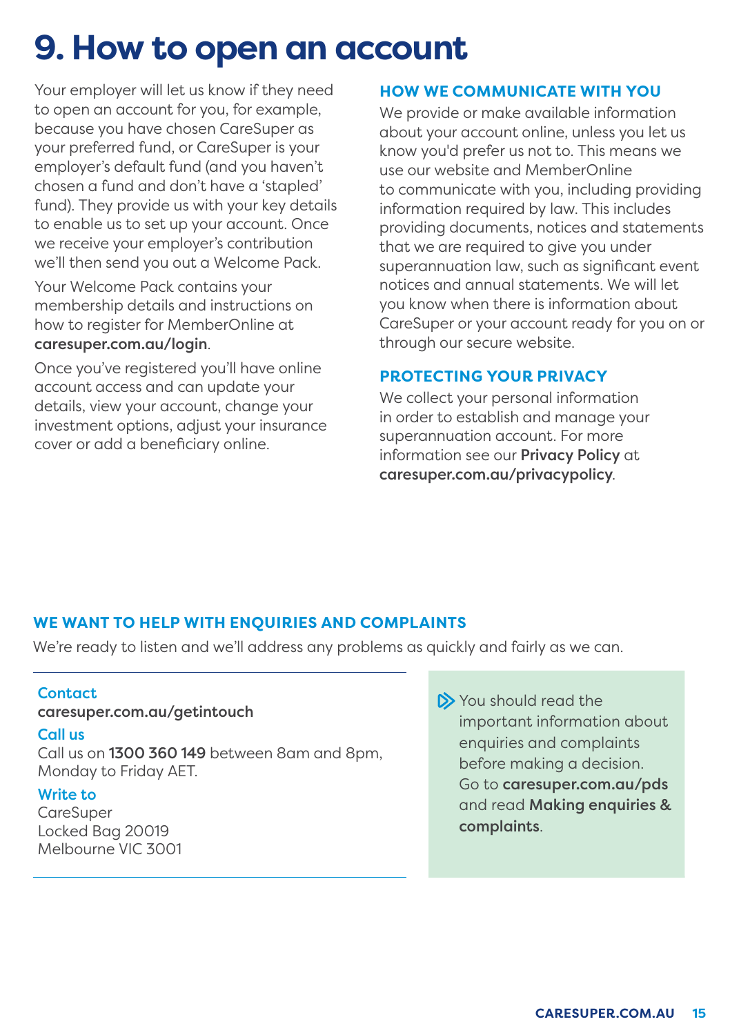# 9. How to open an account

Your employer will let us know if they need to open an account for you, for example, because you have chosen CareSuper as your preferred fund, or CareSuper is your employer's default fund (and you haven't chosen a fund and don't have a 'stapled' fund). They provide us with your key details to enable us to set up your account. Once we receive your employer's contribution we'll then send you out a Welcome Pack.

Your Welcome Pack contains your membership details and instructions on how to register for MemberOnline at **caresuper.com.au/login**.

Once you've registered you'll have online account access and can update your details, view your account, change your investment options, adjust your insurance cover or add a beneficiary online.

### HOW WE COMMUNICATE WITH YOU

We provide or make available information about your account online, unless you let us know you'd prefer us not to. This means we use our website and MemberOnline to communicate with you, including providing information required by law. This includes providing documents, notices and statements that we are required to give you under superannuation law, such as significant event notices and annual statements. We will let you know when there is information about CareSuper or your account ready for you on or through our secure website.

### PROTECTING YOUR PRIVACY

We collect your personal information in order to establish and manage your superannuation account. For more information see our **Privacy Policy** at **caresuper.com.au/privacypolicy**.

### WE WANT TO HELP WITH ENQUIRIES AND COMPLAINTS

We're ready to listen and we'll address any problems as quickly and fairly as we can.

**Contact**
**caresuper.com.au/getintouch**

**Call us**
Call us on **1300 360 149** between 8am and 8pm, Monday to Friday AET.

**Write to**
CareSuper
Locked Bag 20019
Melbourne VIC 3001

You should read the important information about enquiries and complaints before making a decision. Go to **caresuper.com.au/pds** and read **Making enquiries & complaints**.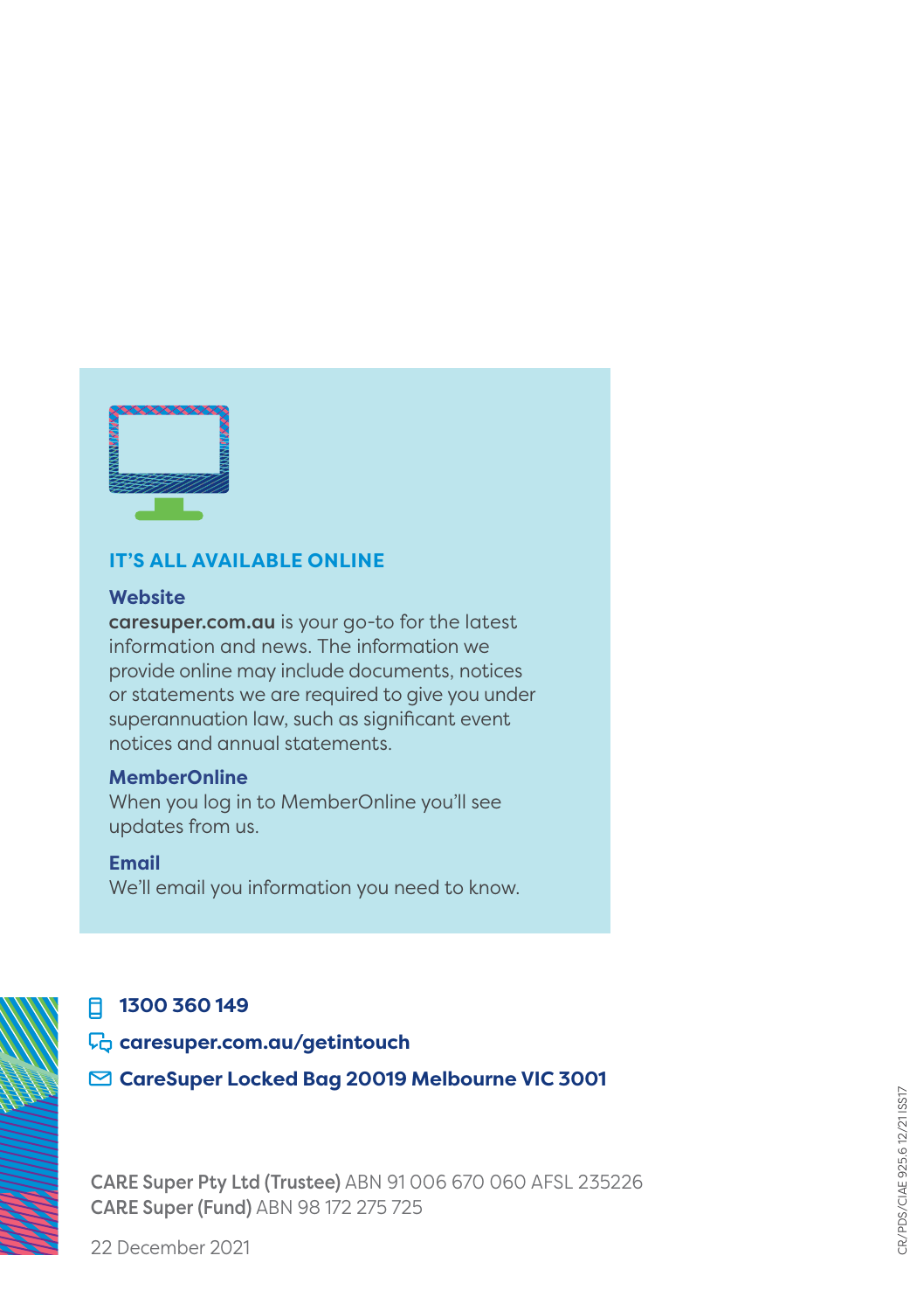## IT'S ALL AVAILABLE ONLINE

### Website

**caresuper.com.au** is your go-to for the latest information and news. The information we provide online may include documents, notices or statements we are required to give you under superannuation law, such as significant event notices and annual statements.

### MemberOnline

When you log in to MemberOnline you'll see updates from us.

### Email

We'll email you information you need to know.

**1300 360 149**

**caresuper.com.au/getintouch**

**CareSuper Locked Bag 20019 Melbourne VIC 3001**

**CARE Super Pty Ltd (Trustee)** ABN 91 006 670 060 AFSL 235226
**CARE Super (Fund)** ABN 98 172 275 725

22 December 2021

CR/PDS/CIAE 925.6 12/21 ISS17